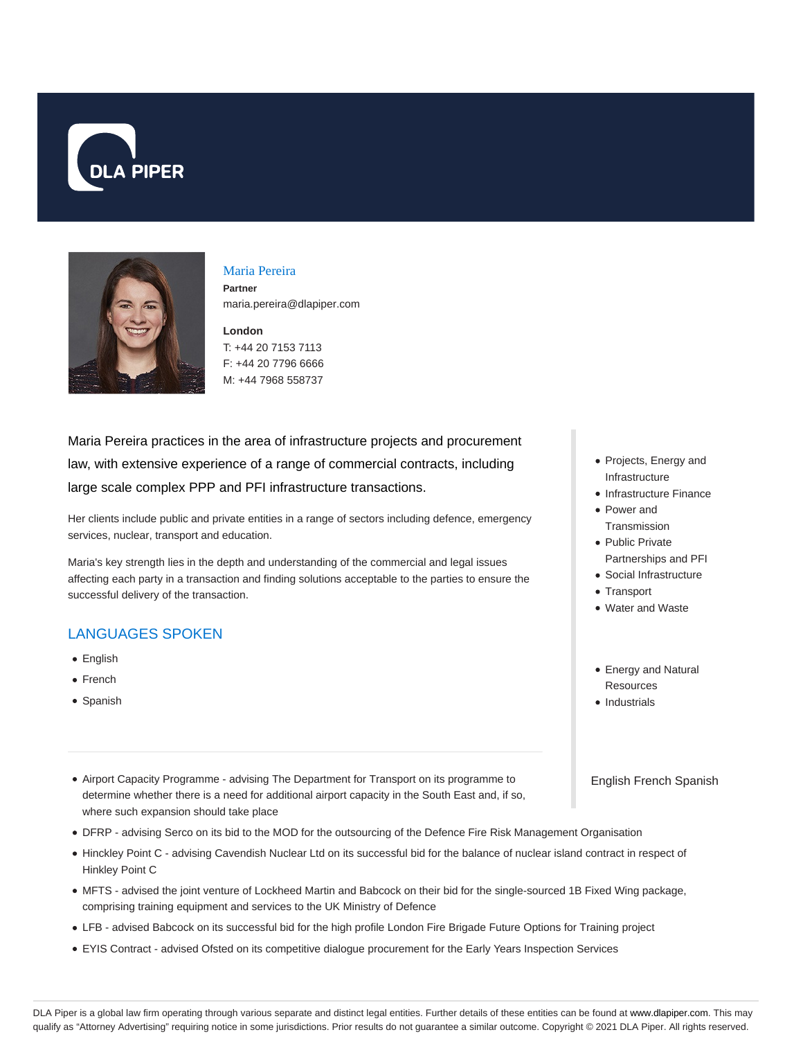DLA PIPER

## Maria Pereira

**Partner**
maria.pereira@dlapiper.com

**London**
T: +44 20 7153 7113
F: +44 20 7796 6666
M: +44 7968 558737

Maria Pereira practices in the area of infrastructure projects and procurement law, with extensive experience of a range of commercial contracts, including large scale complex PPP and PFI infrastructure transactions.

Her clients include public and private entities in a range of sectors including defence, emergency services, nuclear, transport and education.

Maria's key strength lies in the depth and understanding of the commercial and legal issues affecting each party in a transaction and finding solutions acceptable to the parties to ensure the successful delivery of the transaction.

## LANGUAGES SPOKEN

- English
- French
- Spanish

- Airport Capacity Programme - advising The Department for Transport on its programme to determine whether there is a need for additional airport capacity in the South East and, if so, where such expansion should take place
- DFRP - advising Serco on its bid to the MOD for the outsourcing of the Defence Fire Risk Management Organisation
- Hinckley Point C - advising Cavendish Nuclear Ltd on its successful bid for the balance of nuclear island contract in respect of Hinkley Point C
- MFTS - advised the joint venture of Lockheed Martin and Babcock on their bid for the single-sourced 1B Fixed Wing package, comprising training equipment and services to the UK Ministry of Defence
- LFB - advised Babcock on its successful bid for the high profile London Fire Brigade Future Options for Training project
- EYIS Contract - advised Ofsted on its competitive dialogue procurement for the Early Years Inspection Services

- Projects, Energy and Infrastructure
- Infrastructure Finance
- Power and Transmission
- Public Private Partnerships and PFI
- Social Infrastructure
- Transport
- Water and Waste

- Energy and Natural Resources
- Industrials

English French Spanish

DLA Piper is a global law firm operating through various separate and distinct legal entities. Further details of these entities can be found at www.dlapiper.com. This may qualify as "Attorney Advertising" requiring notice in some jurisdictions. Prior results do not guarantee a similar outcome. Copyright © 2021 DLA Piper. All rights reserved.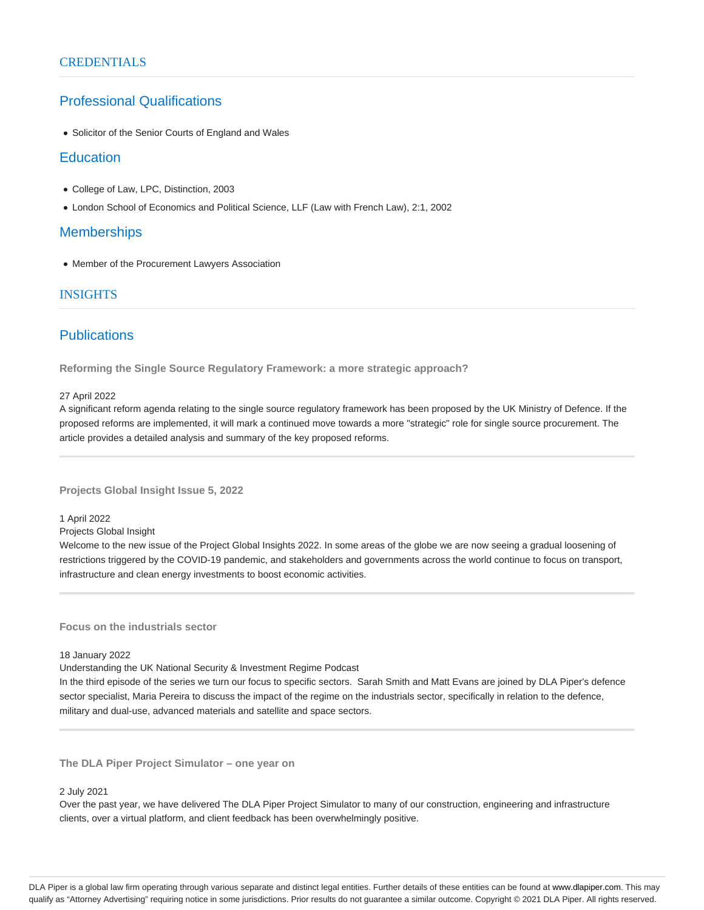## CREDENTIALS

### Professional Qualifications

- Solicitor of the Senior Courts of England and Wales

### Education

- College of Law, LPC, Distinction, 2003
- London School of Economics and Political Science, LLF (Law with French Law), 2:1, 2002

### Memberships

- Member of the Procurement Lawyers Association

## INSIGHTS

### Publications

**Reforming the Single Source Regulatory Framework: a more strategic approach?**

27 April 2022
A significant reform agenda relating to the single source regulatory framework has been proposed by the UK Ministry of Defence. If the proposed reforms are implemented, it will mark a continued move towards a more "strategic" role for single source procurement. The article provides a detailed analysis and summary of the key proposed reforms.

---

**Projects Global Insight Issue 5, 2022**

1 April 2022
Projects Global Insight
Welcome to the new issue of the Project Global Insights 2022. In some areas of the globe we are now seeing a gradual loosening of restrictions triggered by the COVID-19 pandemic, and stakeholders and governments across the world continue to focus on transport, infrastructure and clean energy investments to boost economic activities.

---

**Focus on the industrials sector**

18 January 2022
Understanding the UK National Security & Investment Regime Podcast
In the third episode of the series we turn our focus to specific sectors. Sarah Smith and Matt Evans are joined by DLA Piper's defence sector specialist, Maria Pereira to discuss the impact of the regime on the industrials sector, specifically in relation to the defence, military and dual-use, advanced materials and satellite and space sectors.

---

**The DLA Piper Project Simulator – one year on**

2 July 2021
Over the past year, we have delivered The DLA Piper Project Simulator to many of our construction, engineering and infrastructure clients, over a virtual platform, and client feedback has been overwhelmingly positive.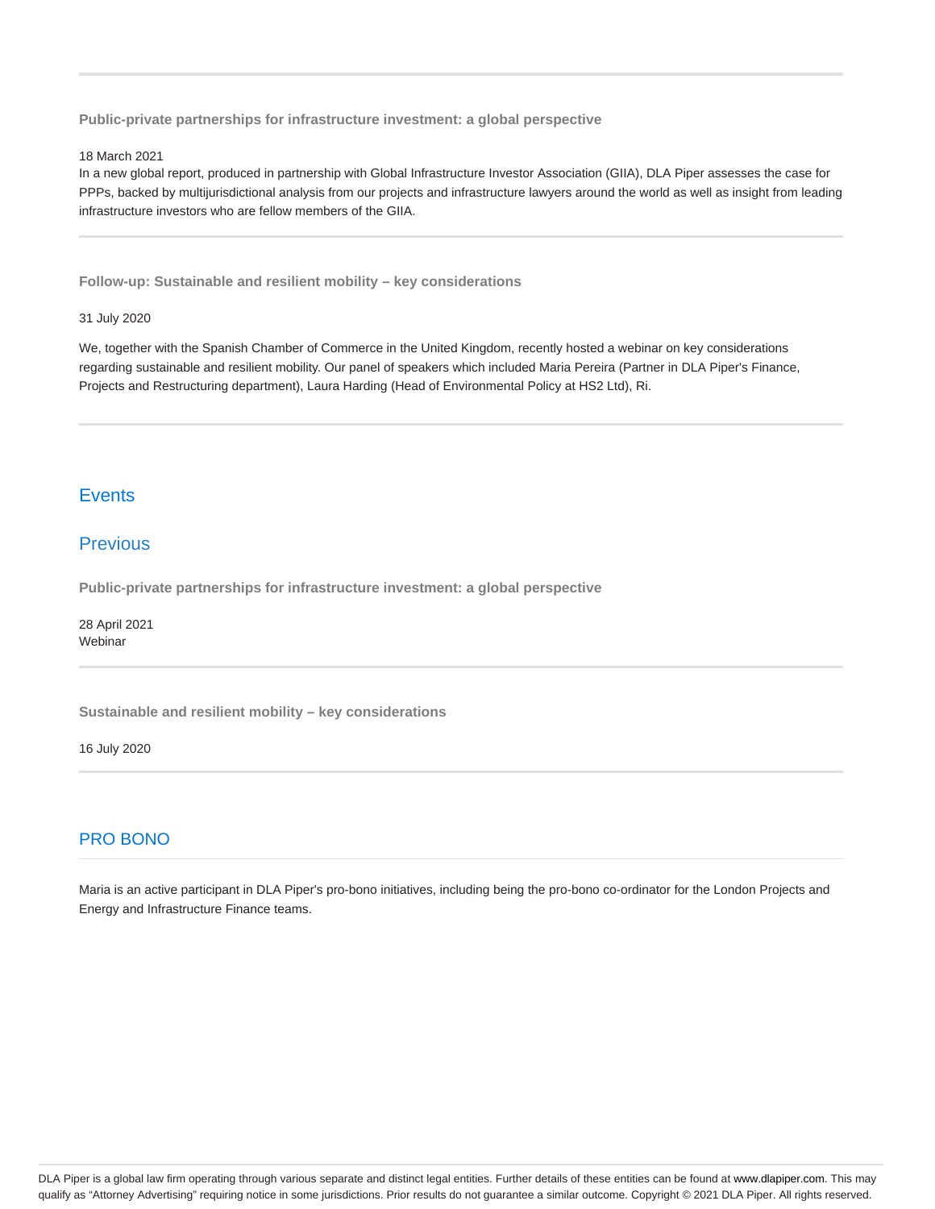**Public-private partnerships for infrastructure investment: a global perspective**

18 March 2021

In a new global report, produced in partnership with Global Infrastructure Investor Association (GIIA), DLA Piper assesses the case for PPPs, backed by multijurisdictional analysis from our projects and infrastructure lawyers around the world as well as insight from leading infrastructure investors who are fellow members of the GIIA.

---

**Follow-up: Sustainable and resilient mobility – key considerations**

31 July 2020

We, together with the Spanish Chamber of Commerce in the United Kingdom, recently hosted a webinar on key considerations regarding sustainable and resilient mobility. Our panel of speakers which included Maria Pereira (Partner in DLA Piper's Finance, Projects and Restructuring department), Laura Harding (Head of Environmental Policy at HS2 Ltd), Ri.

---

## Events

### Previous

**Public-private partnerships for infrastructure investment: a global perspective**

28 April 2021
Webinar

---

**Sustainable and resilient mobility – key considerations**

16 July 2020

---

## PRO BONO

Maria is an active participant in DLA Piper's pro-bono initiatives, including being the pro-bono co-ordinator for the London Projects and Energy and Infrastructure Finance teams.

DLA Piper is a global law firm operating through various separate and distinct legal entities. Further details of these entities can be found at www.dlapiper.com. This may qualify as "Attorney Advertising" requiring notice in some jurisdictions. Prior results do not guarantee a similar outcome. Copyright © 2021 DLA Piper. All rights reserved.